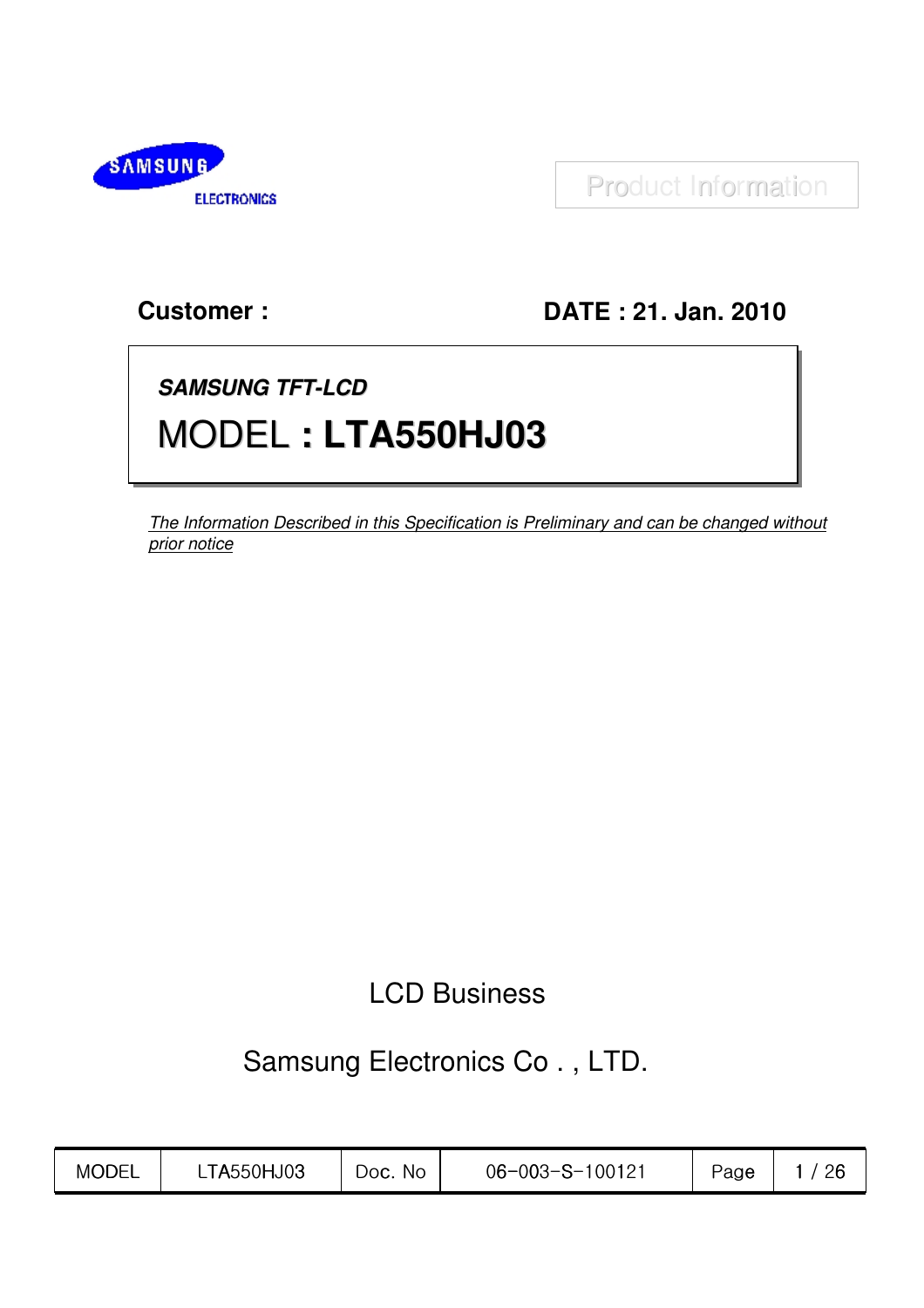SAMSUNG ELECTRONICS

Product Information

**Customer :**

**DATE : 21. Jan. 2010**

***SAMSUNG TFT-LCD***

# MODEL **: LTA550HJ03**

*The Information Described in this Specification is Preliminary and can be changed without prior notice*

LCD Business

Samsung Electronics Co . , LTD.

| MODEL | LTA550HJ03 | Doc. No | 06-003-S-100121 | Page | 1 / 26 |
|---|---|---|---|---|---|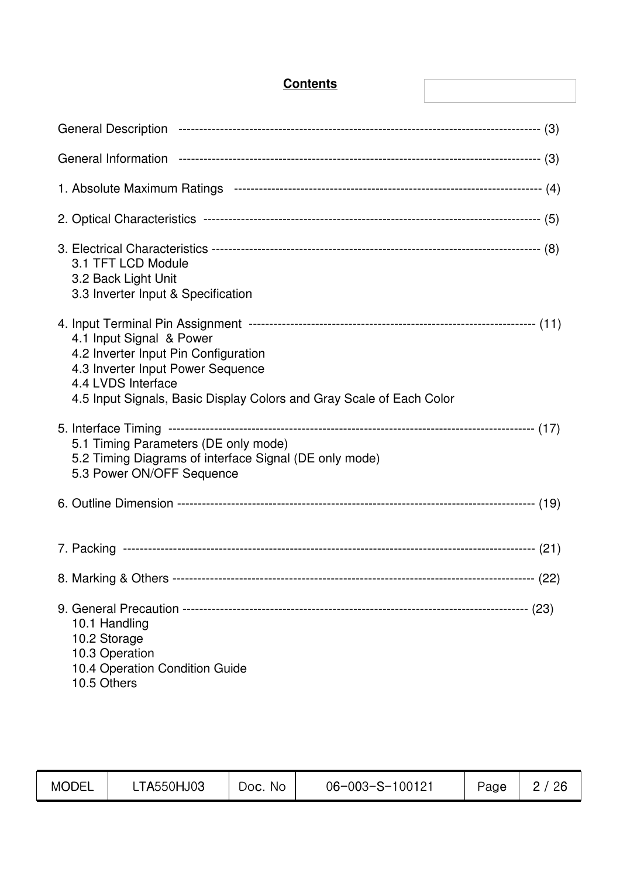# Contents

General Description ---------------------------------------------------------------------------------- (3)

General Information ---------------------------------------------------------------------------------- (3)

1. Absolute Maximum Ratings ------------------------------------------------------------------------ (4)

2. Optical Characteristics ---------------------------------------------------------------------------- (5)

3. Electrical Characteristics ---------------------------------------------------------------------------- (8)
   - 3.1 TFT LCD Module
   - 3.2 Back Light Unit
   - 3.3 Inverter Input & Specification

4. Input Terminal Pin Assignment -------------------------------------------------------------------- (11)
   - 4.1 Input Signal & Power
   - 4.2 Inverter Input Pin Configuration
   - 4.3 Inverter Input Power Sequence
   - 4.4 LVDS Interface
   - 4.5 Input Signals, Basic Display Colors and Gray Scale of Each Color

5. Interface Timing ------------------------------------------------------------------------------------- (17)
   - 5.1 Timing Parameters (DE only mode)
   - 5.2 Timing Diagrams of interface Signal (DE only mode)
   - 5.3 Power ON/OFF Sequence

6. Outline Dimension ---------------------------------------------------------------------------------- (19)

7. Packing ------------------------------------------------------------------------------------------------ (21)

8. Marking & Others ----------------------------------------------------------------------------------- (22)

9. General Precaution ---------------------------------------------------------------------------------- (23)
   - 10.1 Handling
   - 10.2 Storage
   - 10.3 Operation
   - 10.4 Operation Condition Guide
   - 10.5 Others

| MODEL | LTA550HJ03 | Doc. No | 06-003-S-100121 |
|---|---|---|---|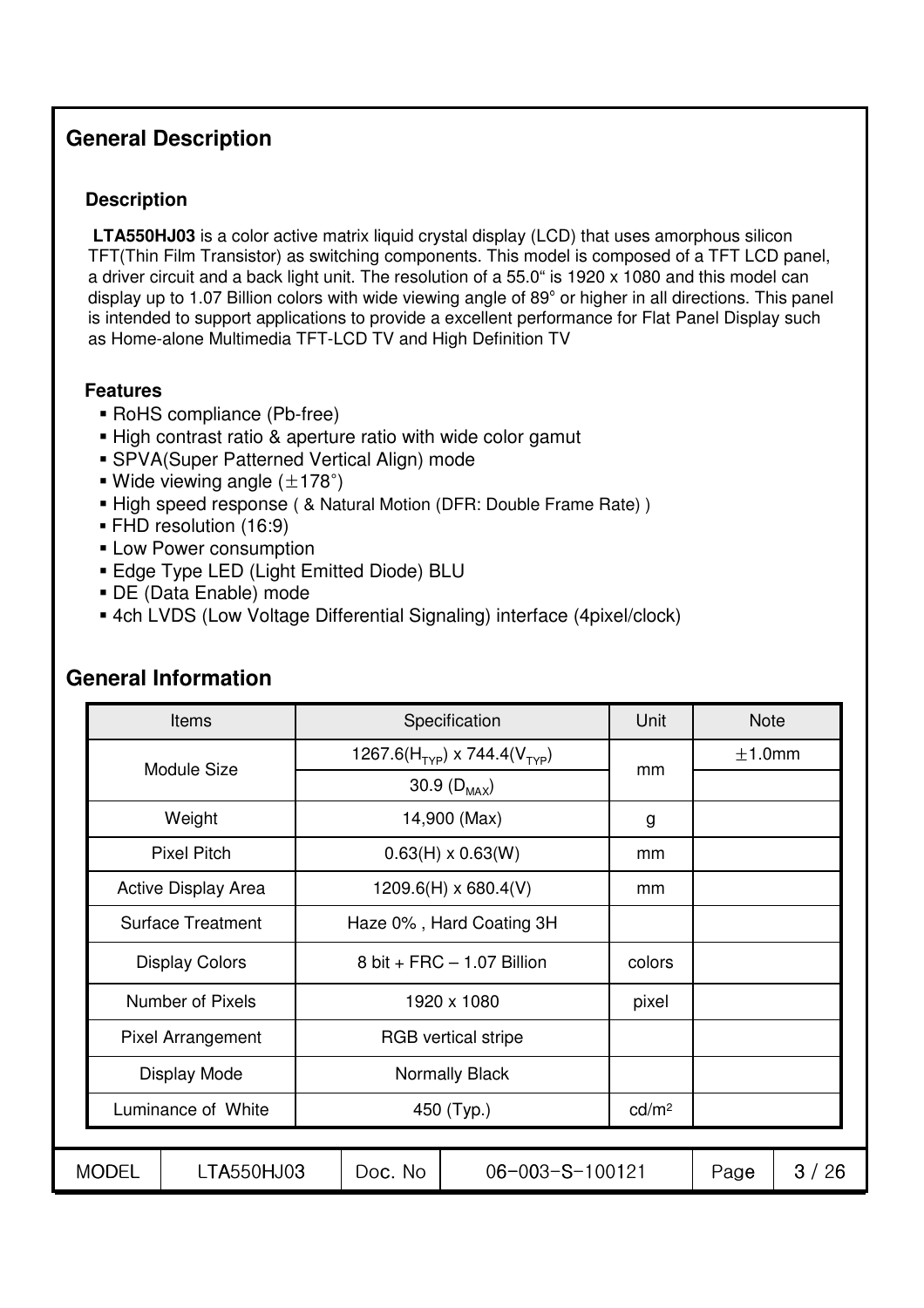## General Description

### Description

**LTA550HJ03** is a color active matrix liquid crystal display (LCD) that uses amorphous silicon TFT(Thin Film Transistor) as switching components. This model is composed of a TFT LCD panel, a driver circuit and a back light unit. The resolution of a 55.0" is 1920 x 1080 and this model can display up to 1.07 Billion colors with wide viewing angle of 89° or higher in all directions. This panel is intended to support applications to provide a excellent performance for Flat Panel Display such as Home-alone Multimedia TFT-LCD TV and High Definition TV

### Features

- RoHS compliance (Pb-free)
- High contrast ratio & aperture ratio with wide color gamut
- SPVA(Super Patterned Vertical Align) mode
- Wide viewing angle (±178˚)
- High speed response ( & Natural Motion (DFR: Double Frame Rate) )
- FHD resolution (16:9)
- Low Power consumption
- Edge Type LED (Light Emitted Diode) BLU
- DE (Data Enable) mode
- 4ch LVDS (Low Voltage Differential Signaling) interface (4pixel/clock)

## General Information

| Items | Specification | Unit | Note |
|---|---|---|---|
| Module Size | 1267.6($H_{TYP}$) x 744.4($V_{TYP}$) | mm | ±1.0mm |
| | 30.9 ($D_{MAX}$) | | |
| Weight | 14,900 (Max) | g | |
| Pixel Pitch | 0.63(H) x 0.63(W) | mm | |
| Active Display Area | 1209.6(H) x 680.4(V) | mm | |
| Surface Treatment | Haze 0% , Hard Coating 3H | | |
| Display Colors | 8 bit + FRC – 1.07 Billion | colors | |
| Number of Pixels | 1920 x 1080 | pixel | |
| Pixel Arrangement | RGB vertical stripe | | |
| Display Mode | Normally Black | | |
| Luminance of White | 450 (Typ.) | $cd/m^2$ | |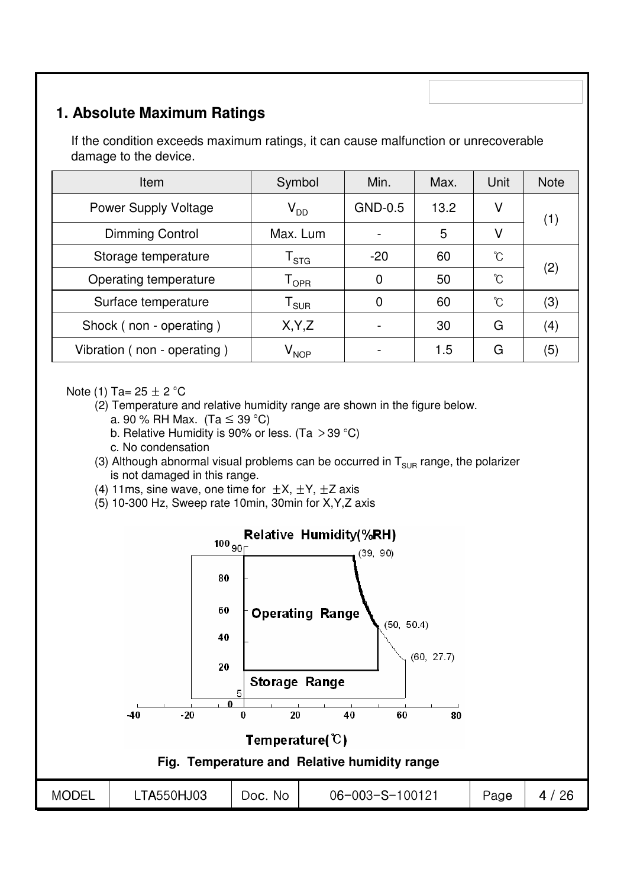## 1. Absolute Maximum Ratings

If the condition exceeds maximum ratings, it can cause malfunction or unrecoverable damage to the device.

| Item | Symbol | Min. | Max. | Unit | Note |
|---|---|---|---|---|---|
| Power Supply Voltage | $V_{DD}$ | GND-0.5 | 13.2 | V | (1) |
| Dimming Control | Max. Lum | - | 5 | V | |
| Storage temperature | $T_{STG}$ | -20 | 60 | ℃ | (2) |
| Operating temperature | $T_{OPR}$ | 0 | 50 | ℃ | |
| Surface temperature | $T_{SUR}$ | 0 | 60 | ℃ | (3) |
| Shock ( non - operating ) | X,Y,Z | - | 30 | G | (4) |
| Vibration ( non - operating ) | $V_{NOP}$ | - | 1.5 | G | (5) |

Note (1) Ta= 25 ± 2 °C

(2) Temperature and relative humidity range are shown in the figure below.

a. 90 % RH Max. (Ta ≤ 39 °C)

b. Relative Humidity is 90% or less. (Ta > 39 °C)

c. No condensation

(3) Although abnormal visual problems can be occurred in $T_{SUR}$ range, the polarizer is not damaged in this range.

(4) 11ms, sine wave, one time for ±X, ±Y, ±Z axis

(5) 10-300 Hz, Sweep rate 10min, 30min for X,Y,Z axis

**Fig. Temperature and Relative humidity range**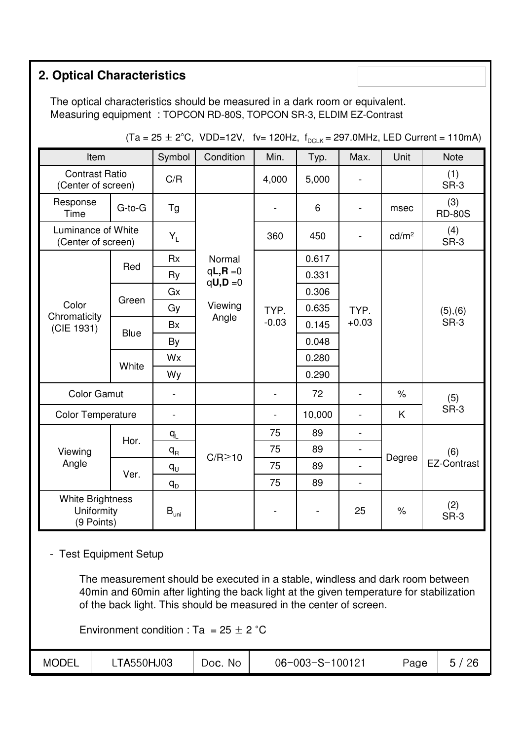## 2. Optical Characteristics

The optical characteristics should be measured in a dark room or equivalent.
Measuring equipment : TOPCON RD-80S, TOPCON SR-3, ELDIM EZ-Contrast

(Ta = 25 ± 2°C, VDD=12V, fv= 120Hz, $f_{DCLK}$ = 297.0MHz, LED Current = 110mA)

| Item | | Symbol | Condition | Min. | Typ. | Max. | Unit | Note |
|---|---|---|---|---|---|---|---|---|
| Contrast Ratio (Center of screen) | | C/R | | 4,000 | 5,000 | - | | (1) SR-3 |
| Response Time | G-to-G | Tg | Normal $\theta$**L,R** =0 $\theta$**U,D** =0 Viewing Angle | - | 6 | - | msec | (3) RD-80S |
| Luminance of White (Center of screen) | | $Y_L$ | | 360 | 450 | - | cd/m² | (4) SR-3 |
| Color Chromaticity (CIE 1931) | Red | Rx | | TYP. -0.03 | 0.617 | TYP. +0.03 | | (5),(6) SR-3 |
| | | Ry | | | 0.331 | | | |
| | Green | Gx | | | 0.306 | | | |
| | | Gy | | | 0.635 | | | |
| | Blue | Bx | | | 0.145 | | | |
| | | By | | | 0.048 | | | |
| | White | Wx | | | 0.280 | | | |
| | | Wy | | | 0.290 | | | |
| Color Gamut | | - | | - | 72 | - | % | (5) SR-3 |
| Color Temperature | | - | | - | 10,000 | - | K | |
| Viewing Angle | Hor. | $\theta_L$ | C/R≥10 | 75 | 89 | - | Degree | (6) EZ-Contrast |
| | | $\theta_R$ | | 75 | 89 | - | | |
| | Ver. | $\theta_U$ | | 75 | 89 | - | | |
| | | $\theta_D$ | | 75 | 89 | - | | |
| White Brightness Uniformity (9 Points) | | $B_{uni}$ | | - | - | 25 | % | (2) SR-3 |

- Test Equipment Setup

  The measurement should be executed in a stable, windless and dark room between 40min and 60min after lighting the back light at the given temperature for stabilization of the back light. This should be measured in the center of screen.

  Environment condition : Ta = 25 ± 2 °C

| MODEL | LTA550HJ03 | Doc. No | 06-003-S-100121 |
|---|---|---|---|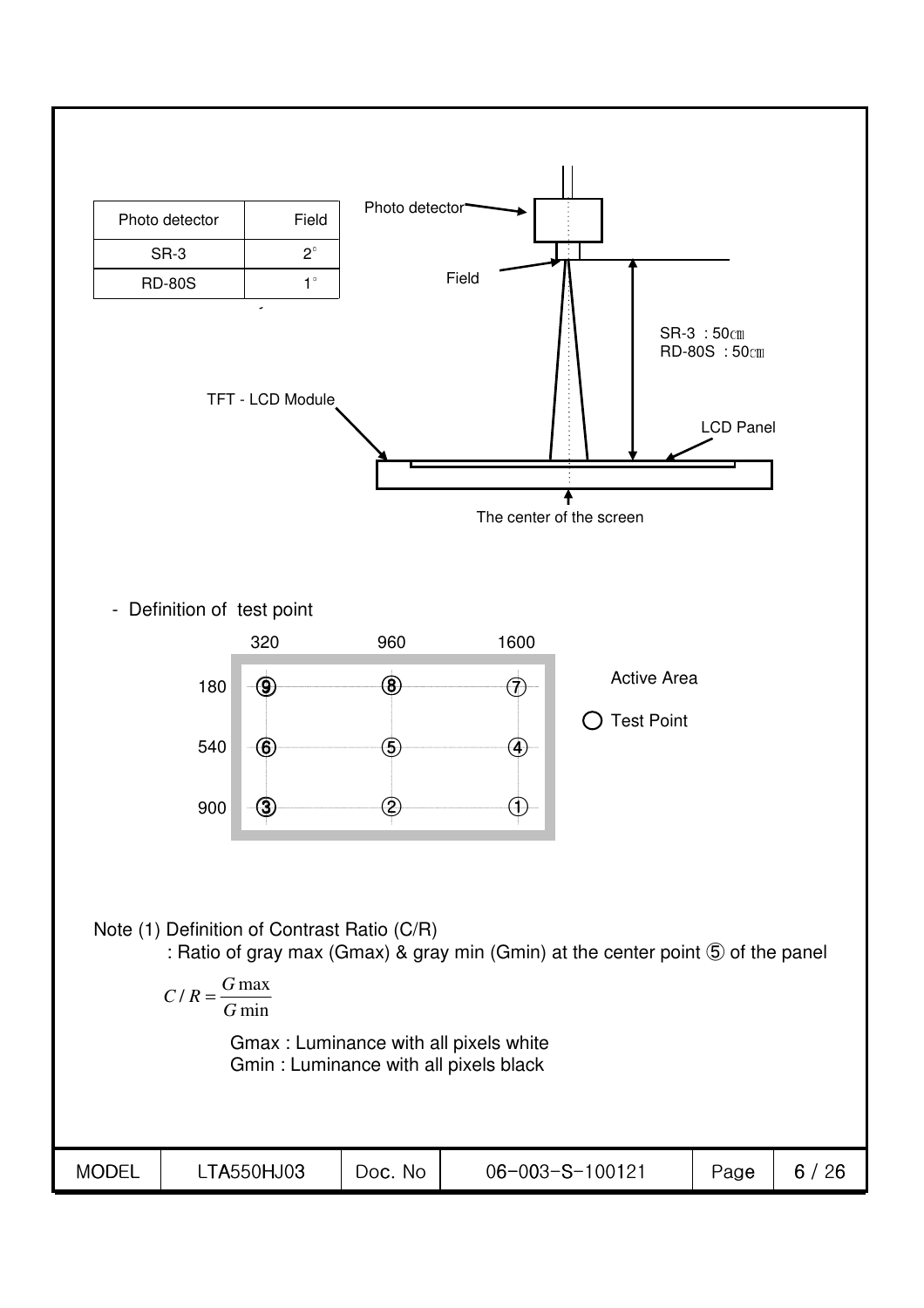| Photo detector | Field |
| --- | --- |
| SR-3 | 2° |
| RD-80S | 1° |

Photo detector

Field

SR-3 : 50㎝
RD-80S : 50㎝

TFT - LCD Module

LCD Panel

The center of the screen

- Definition of test point

|  | 320 | 960 | 1600 |
| --- | --- | --- | --- |
| 180 | ⑨ | ⑧ | ⑦ |
| 540 | ⑥ | ⑤ | ④ |
| 900 | ③ | ② | ① |

Active Area

○ Test Point

Note (1) Definition of Contrast Ratio (C/R)
: Ratio of gray max (Gmax) & gray min (Gmin) at the center point ⑤ of the panel

$$C/R = \frac{G\max}{G\min}$$

Gmax : Luminance with all pixels white
Gmin : Luminance with all pixels black

| MODEL | LTA550HJ03 | Doc. No | 06-003-S-100121 |
| --- | --- | --- | --- |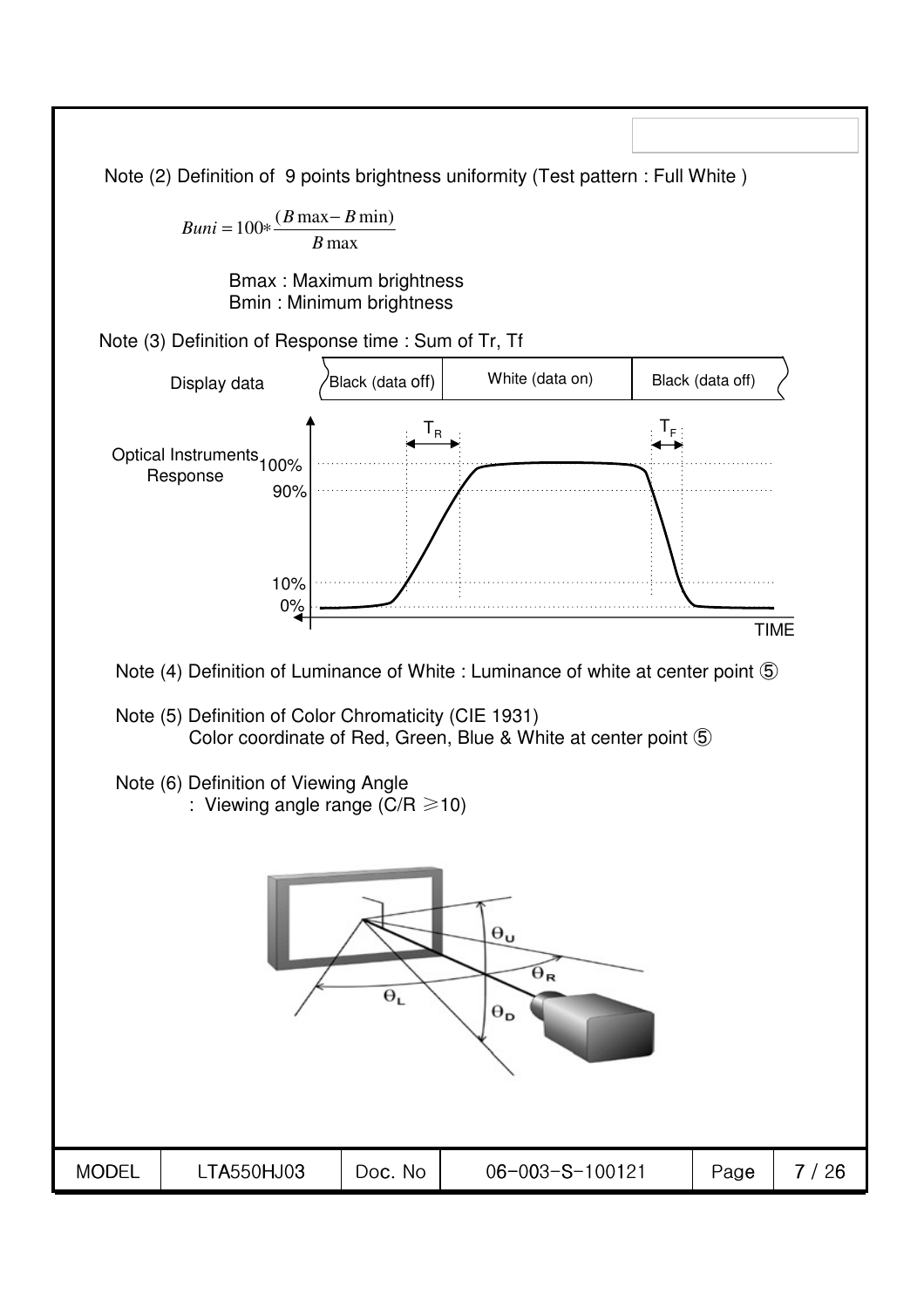Note (2) Definition of 9 points brightness uniformity (Test pattern : Full White )

$$Buni = 100 * \frac{(B\max - B\min)}{B\max}$$

Bmax : Maximum brightness
Bmin : Minimum brightness

Note (3) Definition of Response time : Sum of Tr, Tf

Display data: Black (data off) | White (data on) | Black (data off)

Optical Instruments Response: 100%, 90%, 10%, 0% — $T_R$, $T_F$ — TIME

Note (4) Definition of Luminance of White : Luminance of white at center point ⑤

Note (5) Definition of Color Chromaticity (CIE 1931)
Color coordinate of Red, Green, Blue & White at center point ⑤

Note (6) Definition of Viewing Angle
: Viewing angle range (C/R ≥10)

$\theta_U$, $\theta_R$, $\theta_L$, $\theta_D$

| MODEL | LTA550HJ03 | Doc. No | 06-003-S-100121 |
|---|---|---|---|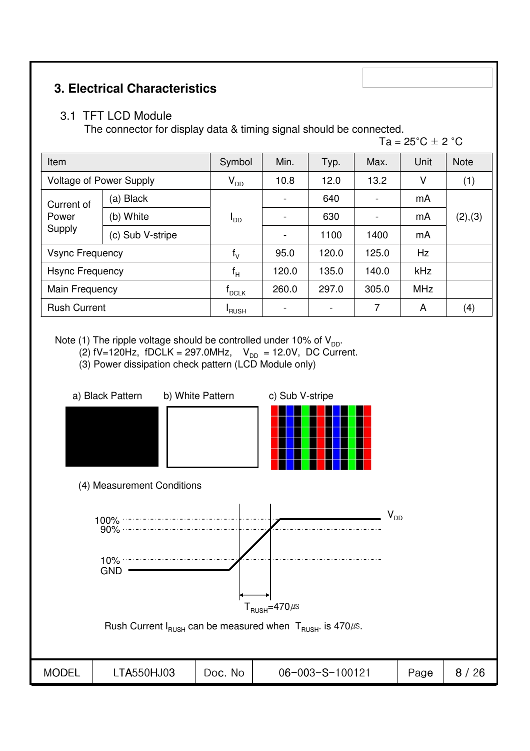## 3. Electrical Characteristics

### 3.1 TFT LCD Module

The connector for display data & timing signal should be connected.

Ta = 25°C ± 2 °C

| Item | | Symbol | Min. | Typ. | Max. | Unit | Note |
|---|---|---|---|---|---|---|---|
| Voltage of Power Supply | | $V_{DD}$ | 10.8 | 12.0 | 13.2 | V | (1) |
| Current of Power Supply | (a) Black | $I_{DD}$ | - | 640 | - | mA | (2),(3) |
| | (b) White | | - | 630 | - | mA | |
| | (c) Sub V-stripe | | - | 1100 | 1400 | mA | |
| Vsync Frequency | | $f_V$ | 95.0 | 120.0 | 125.0 | Hz | |
| Hsync Frequency | | $f_H$ | 120.0 | 135.0 | 140.0 | kHz | |
| Main Frequency | | $f_{DCLK}$ | 260.0 | 297.0 | 305.0 | MHz | |
| Rush Current | | $I_{RUSH}$ | - | - | 7 | A | (4) |

Note (1) The ripple voltage should be controlled under 10% of $V_{DD}$.

(2) fV=120Hz, fDCLK = 297.0MHz, $V_{DD}$ = 12.0V, DC Current.

(3) Power dissipation check pattern (LCD Module only)

a) Black Pattern    b) White Pattern    c) Sub V-stripe

(4) Measurement Conditions

100%, 90%, 10%, GND, $V_{DD}$

$T_{RUSH}$=470㎲

Rush Current $I_{RUSH}$ can be measured when $T_{RUSH}$ is 470㎲.

| MODEL | LTA550HJ03 | Doc. No | 06-003-S-100121 |
|---|---|---|---|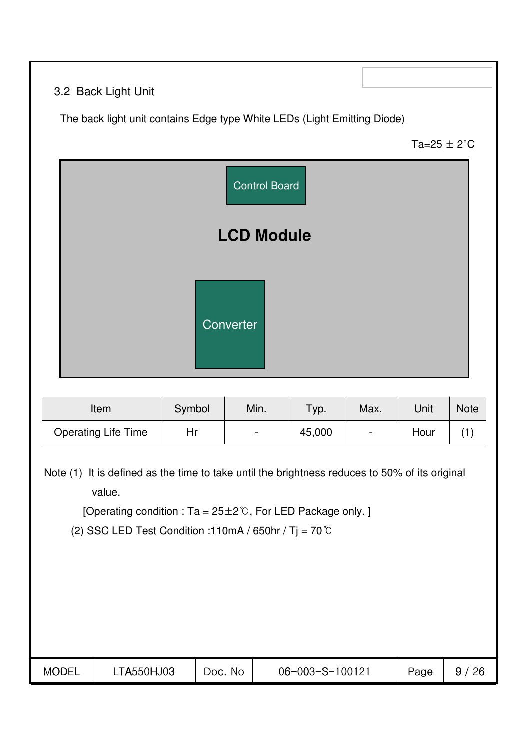## 3.2 Back Light Unit

The back light unit contains Edge type White LEDs (Light Emitting Diode)

Ta=25 ± 2°C

Control Board

**LCD Module**

Converter

| Item | Symbol | Min. | Typ. | Max. | Unit | Note |
|---|---|---|---|---|---|---|
| Operating Life Time | Hr | - | 45,000 | - | Hour | (1) |

Note (1) It is defined as the time to take until the brightness reduces to 50% of its original value.

[Operating condition : Ta = 25±2℃, For LED Package only. ]

(2) SSC LED Test Condition :110mA / 650hr / Tj = 70℃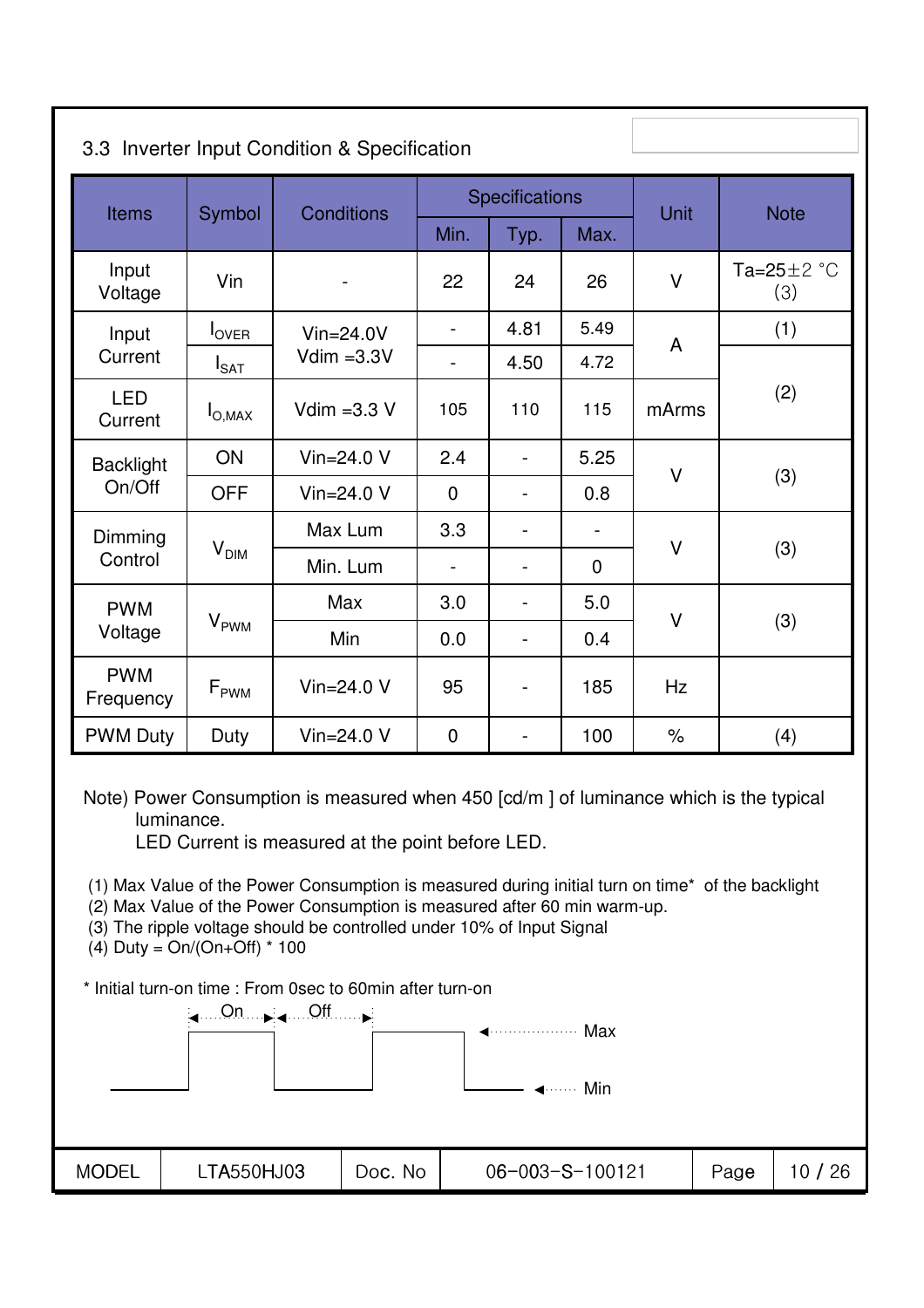### 3.3 Inverter Input Condition & Specification

| Items | Symbol | Conditions | Specifications | | | Unit | Note |
|---|---|---|---|---|---|---|---|
| | | | Min. | Typ. | Max. | | |
| Input Voltage | Vin | - | 22 | 24 | 26 | V | Ta=25±2 °C (3) |
| Input Current | $I_{OVER}$ | Vin=24.0V Vdim =3.3V | - | 4.81 | 5.49 | A | (1) |
| | $I_{SAT}$ | | - | 4.50 | 4.72 | | (2) |
| LED Current | $I_{O,MAX}$ | Vdim =3.3 V | 105 | 110 | 115 | mArms | |
| Backlight On/Off | ON | Vin=24.0 V | 2.4 | - | 5.25 | V | (3) |
| | OFF | Vin=24.0 V | 0 | - | 0.8 | | |
| Dimming Control | $V_{DIM}$ | Max Lum | 3.3 | - | - | V | (3) |
| | | Min. Lum | - | - | 0 | | |
| PWM Voltage | $V_{PWM}$ | Max | 3.0 | - | 5.0 | V | (3) |
| | | Min | 0.0 | - | 0.4 | | |
| PWM Frequency | $F_{PWM}$ | Vin=24.0 V | 95 | - | 185 | Hz | |
| PWM Duty | Duty | Vin=24.0 V | 0 | - | 100 | % | (4) |

Note) Power Consumption is measured when 450 [cd/m ] of luminance which is the typical luminance.
LED Current is measured at the point before LED.

(1) Max Value of the Power Consumption is measured during initial turn on time* of the backlight
(2) Max Value of the Power Consumption is measured after 60 min warm-up.
(3) The ripple voltage should be controlled under 10% of Input Signal
(4) Duty = On/(On+Off) * 100

* Initial turn-on time : From 0sec to 60min after turn-on

On Off Max Min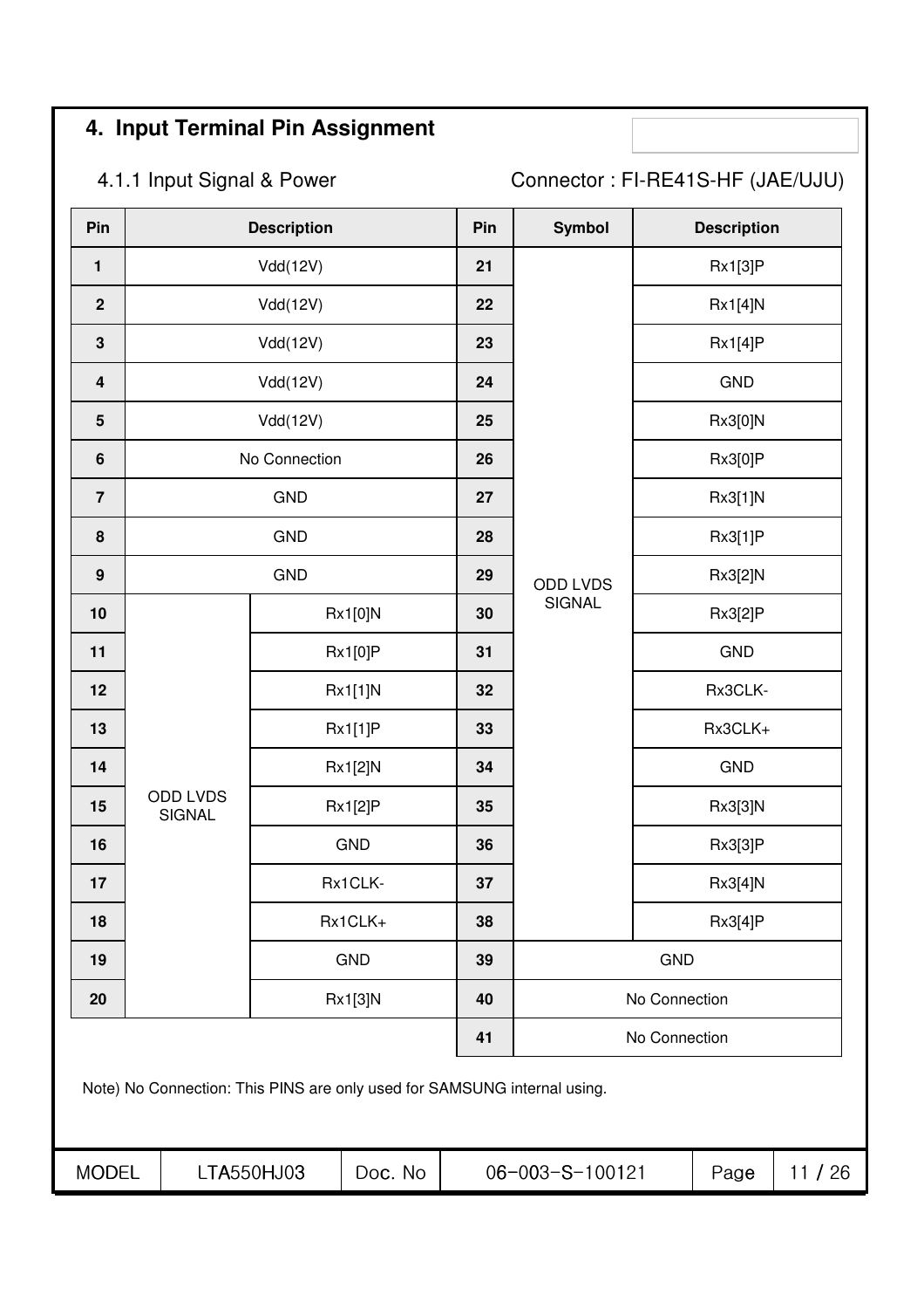## 4. Input Terminal Pin Assignment

4.1.1 Input Signal & Power

Connector : FI-RE41S-HF (JAE/UJU)

| Pin | Description | | Pin | Symbol | Description |
|---|---|---|---|---|---|
| 1 | Vdd(12V) | | 21 | ODD LVDS SIGNAL | Rx1[3]P |
| 2 | Vdd(12V) | | 22 | | Rx1[4]N |
| 3 | Vdd(12V) | | 23 | | Rx1[4]P |
| 4 | Vdd(12V) | | 24 | | GND |
| 5 | Vdd(12V) | | 25 | | Rx3[0]N |
| 6 | No Connection | | 26 | | Rx3[0]P |
| 7 | GND | | 27 | | Rx3[1]N |
| 8 | GND | | 28 | | Rx3[1]P |
| 9 | GND | | 29 | | Rx3[2]N |
| 10 | ODD LVDS SIGNAL | Rx1[0]N | 30 | | Rx3[2]P |
| 11 | | Rx1[0]P | 31 | | GND |
| 12 | | Rx1[1]N | 32 | | Rx3CLK- |
| 13 | | Rx1[1]P | 33 | | Rx3CLK+ |
| 14 | | Rx1[2]N | 34 | | GND |
| 15 | | Rx1[2]P | 35 | | Rx3[3]N |
| 16 | | GND | 36 | | Rx3[3]P |
| 17 | | Rx1CLK- | 37 | | Rx3[4]N |
| 18 | | Rx1CLK+ | 38 | | Rx3[4]P |
| 19 | | GND | 39 | GND | |
| 20 | | Rx1[3]N | 40 | No Connection | |
| | | | 41 | No Connection | |

Note) No Connection: This PINS are only used for SAMSUNG internal using.

| MODEL | LTA550HJ03 | Doc. No | 06-003-S-100121 |
|---|---|---|---|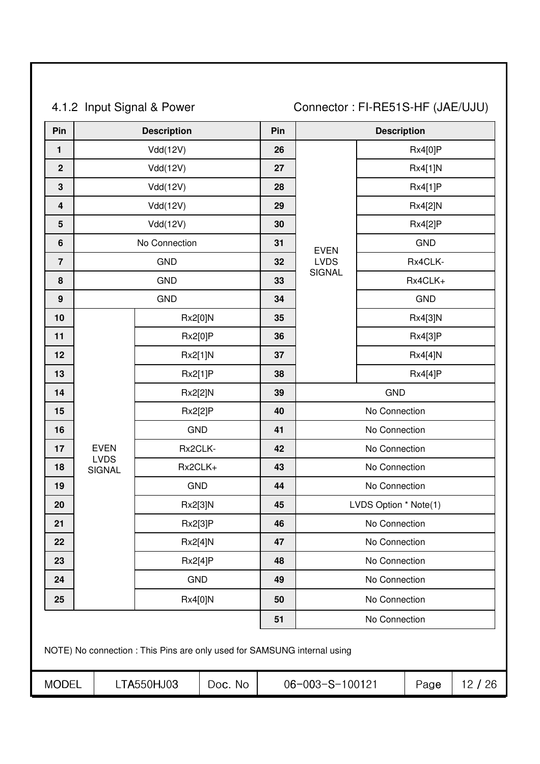### 4.1.2 Input Signal & Power

Connector : FI-RE51S-HF (JAE/UJU)

| Pin | Description | | Pin | Description | |
|---|---|---|---|---|---|
| 1 | Vdd(12V) | | 26 | EVEN LVDS SIGNAL | Rx4[0]P |
| 2 | Vdd(12V) | | 27 | | Rx4[1]N |
| 3 | Vdd(12V) | | 28 | | Rx4[1]P |
| 4 | Vdd(12V) | | 29 | | Rx4[2]N |
| 5 | Vdd(12V) | | 30 | | Rx4[2]P |
| 6 | No Connection | | 31 | | GND |
| 7 | GND | | 32 | | Rx4CLK- |
| 8 | GND | | 33 | | Rx4CLK+ |
| 9 | GND | | 34 | | GND |
| 10 | EVEN LVDS SIGNAL | Rx2[0]N | 35 | | Rx4[3]N |
| 11 | | Rx2[0]P | 36 | | Rx4[3]P |
| 12 | | Rx2[1]N | 37 | | Rx4[4]N |
| 13 | | Rx2[1]P | 38 | | Rx4[4]P |
| 14 | | Rx2[2]N | 39 | GND | |
| 15 | | Rx2[2]P | 40 | No Connection | |
| 16 | | GND | 41 | No Connection | |
| 17 | | Rx2CLK- | 42 | No Connection | |
| 18 | | Rx2CLK+ | 43 | No Connection | |
| 19 | | GND | 44 | No Connection | |
| 20 | | Rx2[3]N | 45 | LVDS Option * Note(1) | |
| 21 | | Rx2[3]P | 46 | No Connection | |
| 22 | | Rx2[4]N | 47 | No Connection | |
| 23 | | Rx2[4]P | 48 | No Connection | |
| 24 | | GND | 49 | No Connection | |
| 25 | | Rx4[0]N | 50 | No Connection | |
| | | | 51 | No Connection | |

NOTE) No connection : This Pins are only used for SAMSUNG internal using

| MODEL | LTA550HJ03 | Doc. No | 06-003-S-100121 |
|---|---|---|---|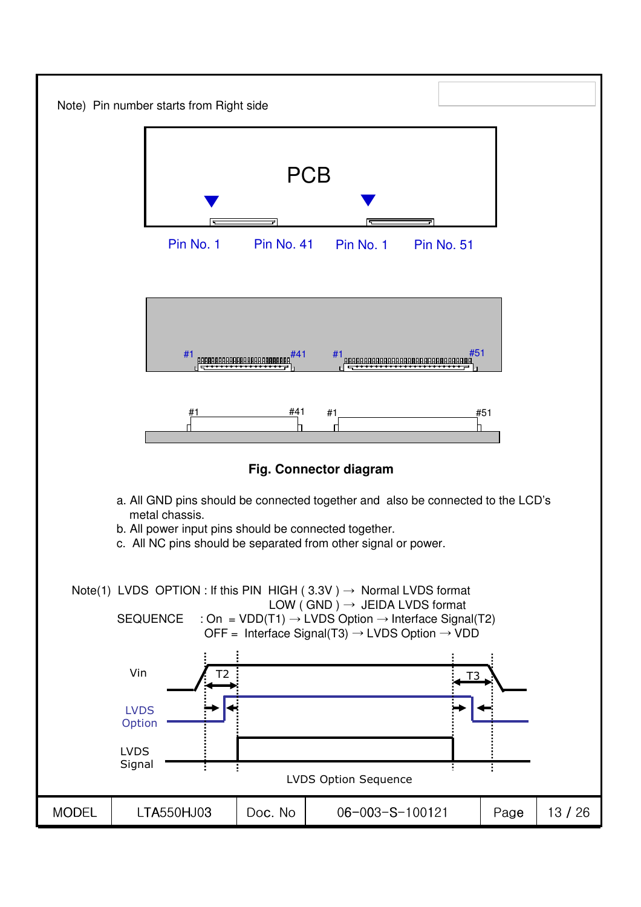Note) Pin number starts from Right side

PCB

Pin No. 1 Pin No. 41 Pin No. 1 Pin No. 51

#1 #41 #1 #51

#1 #41 #1 #51

**Fig. Connector diagram**

a. All GND pins should be connected together and also be connected to the LCD's metal chassis.
b. All power input pins should be connected together.
c. All NC pins should be separated from other signal or power.

Note(1) LVDS OPTION : If this PIN HIGH ( 3.3V ) → Normal LVDS format
LOW ( GND ) → JEIDA LVDS format

SEQUENCE : On = VDD(T1) → LVDS Option → Interface Signal(T2)
OFF = Interface Signal(T3) → LVDS Option → VDD

Vin T2 T3

LVDS Option

LVDS Signal

LVDS Option Sequence

| MODEL | LTA550HJ03 | Doc. No | 06-003-S-100121 |
| --- | --- | --- | --- |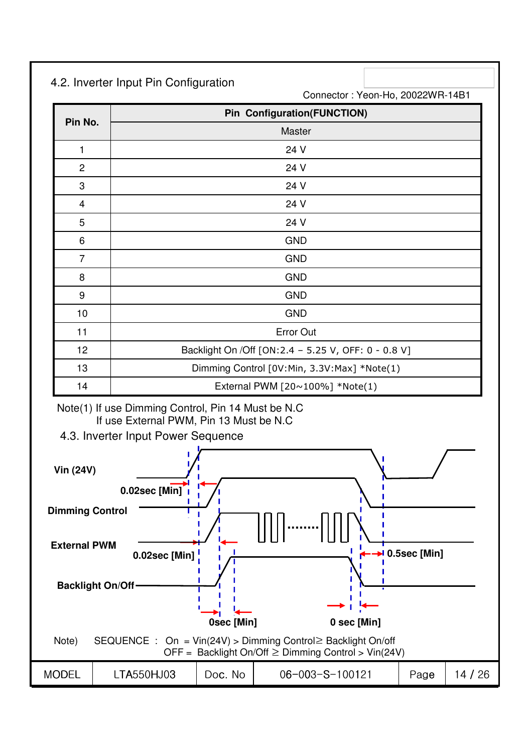## 4.2. Inverter Input Pin Configuration

Connector : Yeon-Ho, 20022WR-14B1

| Pin No. | Pin Configuration(FUNCTION) |
|---|---|
| | Master |
| 1 | 24 V |
| 2 | 24 V |
| 3 | 24 V |
| 4 | 24 V |
| 5 | 24 V |
| 6 | GND |
| 7 | GND |
| 8 | GND |
| 9 | GND |
| 10 | GND |
| 11 | Error Out |
| 12 | Backlight On /Off [ON:2.4 – 5.25 V, OFF: 0 - 0.8 V] |
| 13 | Dimming Control [0V:Min, 3.3V:Max] *Note(1) |
| 14 | External PWM [20~100%] *Note(1) |

Note(1) If use Dimming Control, Pin 14 Must be N.C
If use External PWM, Pin 13 Must be N.C

## 4.3. Inverter Input Power Sequence

Vin (24V)

0.02sec [Min]

Dimming Control

External PWM

0.02sec [Min]

0.5sec [Min]

Backlight On/Off

0sec [Min]

0 sec [Min]

Note) SEQUENCE : On = Vin(24V) > Dimming Control≥ Backlight On/off
OFF = Backlight On/Off ≥ Dimming Control > Vin(24V)

| MODEL | LTA550HJ03 | Doc. No | 06-003-S-100121 |
|---|---|---|---|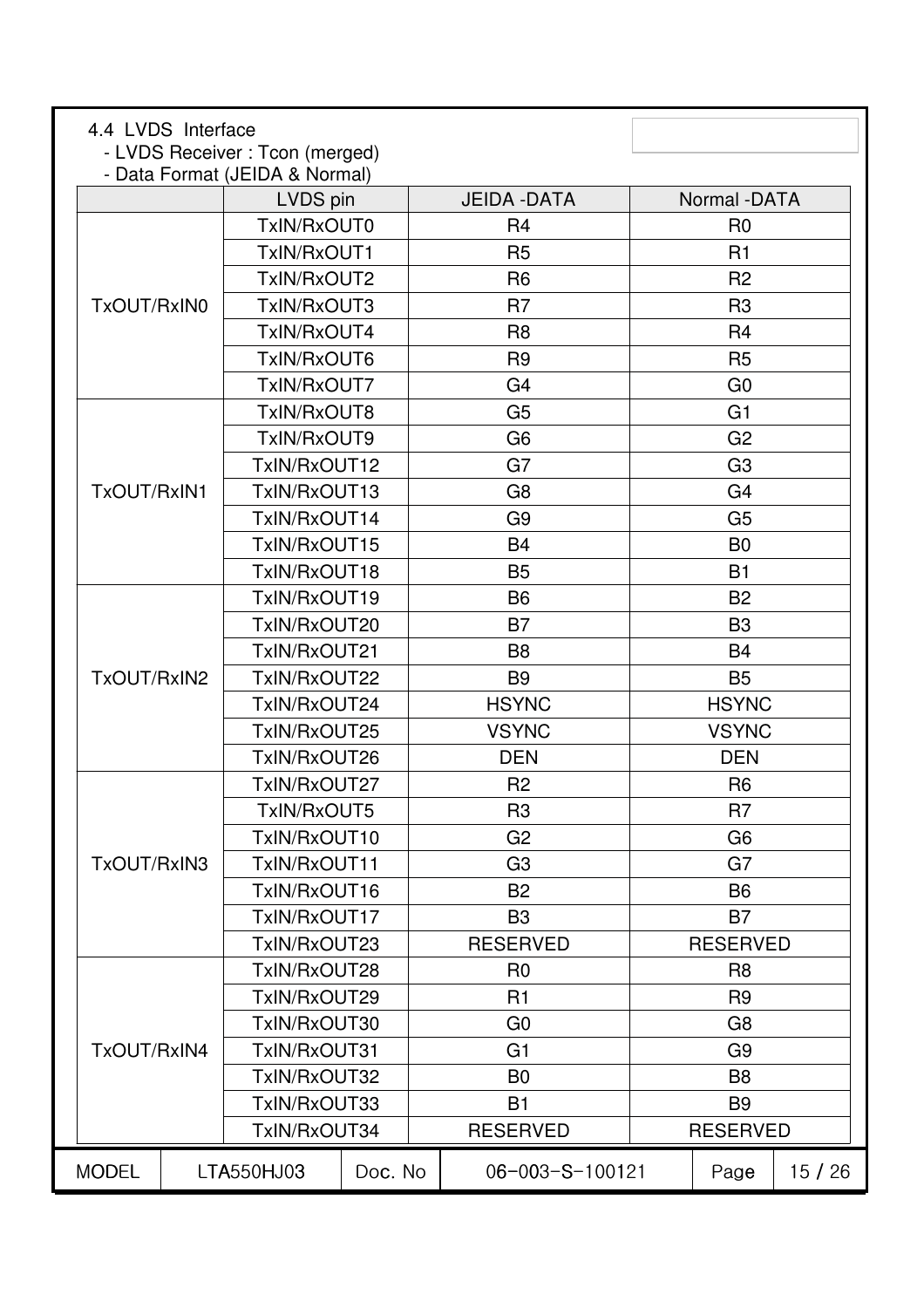4.4 LVDS Interface

- LVDS Receiver : Tcon (merged)
- Data Format (JEIDA & Normal)

| | LVDS pin | JEIDA -DATA | Normal -DATA |
|---|---|---|---|
| TxOUT/RxIN0 | TxIN/RxOUT0 | R4 | R0 |
| | TxIN/RxOUT1 | R5 | R1 |
| | TxIN/RxOUT2 | R6 | R2 |
| | TxIN/RxOUT3 | R7 | R3 |
| | TxIN/RxOUT4 | R8 | R4 |
| | TxIN/RxOUT6 | R9 | R5 |
| | TxIN/RxOUT7 | G4 | G0 |
| TxOUT/RxIN1 | TxIN/RxOUT8 | G5 | G1 |
| | TxIN/RxOUT9 | G6 | G2 |
| | TxIN/RxOUT12 | G7 | G3 |
| | TxIN/RxOUT13 | G8 | G4 |
| | TxIN/RxOUT14 | G9 | G5 |
| | TxIN/RxOUT15 | B4 | B0 |
| | TxIN/RxOUT18 | B5 | B1 |
| TxOUT/RxIN2 | TxIN/RxOUT19 | B6 | B2 |
| | TxIN/RxOUT20 | B7 | B3 |
| | TxIN/RxOUT21 | B8 | B4 |
| | TxIN/RxOUT22 | B9 | B5 |
| | TxIN/RxOUT24 | HSYNC | HSYNC |
| | TxIN/RxOUT25 | VSYNC | VSYNC |
| | TxIN/RxOUT26 | DEN | DEN |
| TxOUT/RxIN3 | TxIN/RxOUT27 | R2 | R6 |
| | TxIN/RxOUT5 | R3 | R7 |
| | TxIN/RxOUT10 | G2 | G6 |
| | TxIN/RxOUT11 | G3 | G7 |
| | TxIN/RxOUT16 | B2 | B6 |
| | TxIN/RxOUT17 | B3 | B7 |
| | TxIN/RxOUT23 | RESERVED | RESERVED |
| TxOUT/RxIN4 | TxIN/RxOUT28 | R0 | R8 |
| | TxIN/RxOUT29 | R1 | R9 |
| | TxIN/RxOUT30 | G0 | G8 |
| | TxIN/RxOUT31 | G1 | G9 |
| | TxIN/RxOUT32 | B0 | B8 |
| | TxIN/RxOUT33 | B1 | B9 |
| | TxIN/RxOUT34 | RESERVED | RESERVED |

| MODEL | LTA550HJ03 | Doc. No | 06-003-S-100121 | Page | 15 / 26 |
|---|---|---|---|---|---|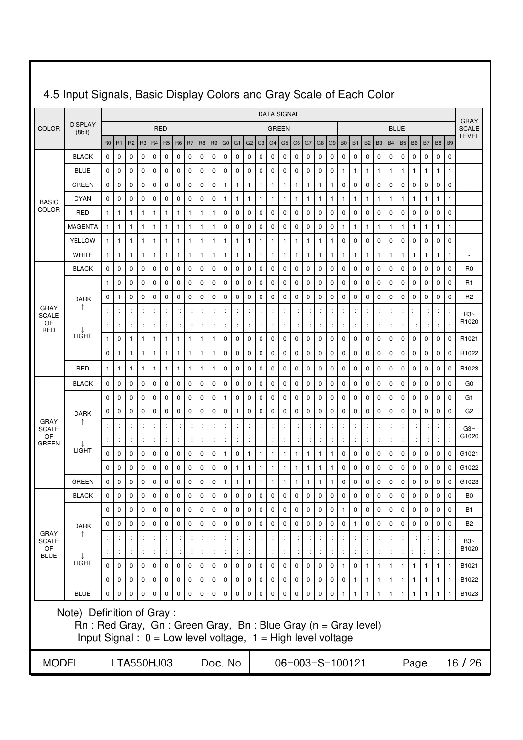## 4.5 Input Signals, Basic Display Colors and Gray Scale of Each Color

| COLOR | DISPLAY (8bit) | R0 | R1 | R2 | R3 | R4 | R5 | R6 | R7 | R8 | R9 | G0 | G1 | G2 | G3 | G4 | G5 | G6 | G7 | G8 | G9 | B0 | B1 | B2 | B3 | B4 | B5 | B6 | B7 | B8 | B9 | GRAY SCALE LEVEL |
|---|---|---|---|---|---|---|---|---|---|---|---|---|---|---|---|---|---|---|---|---|---|---|---|---|---|---|---|---|---|---|---|---|
| BASIC COLOR | BLACK | 0 | 0 | 0 | 0 | 0 | 0 | 0 | 0 | 0 | 0 | 0 | 0 | 0 | 0 | 0 | 0 | 0 | 0 | 0 | 0 | 0 | 0 | 0 | 0 | 0 | 0 | 0 | 0 | 0 | 0 | - |
| | BLUE | 0 | 0 | 0 | 0 | 0 | 0 | 0 | 0 | 0 | 0 | 0 | 0 | 0 | 0 | 0 | 0 | 0 | 0 | 0 | 0 | 1 | 1 | 1 | 1 | 1 | 1 | 1 | 1 | 1 | 1 | - |
| | GREEN | 0 | 0 | 0 | 0 | 0 | 0 | 0 | 0 | 0 | 0 | 1 | 1 | 1 | 1 | 1 | 1 | 1 | 1 | 1 | 1 | 0 | 0 | 0 | 0 | 0 | 0 | 0 | 0 | 0 | 0 | - |
| | CYAN | 0 | 0 | 0 | 0 | 0 | 0 | 0 | 0 | 0 | 0 | 1 | 1 | 1 | 1 | 1 | 1 | 1 | 1 | 1 | 1 | 1 | 1 | 1 | 1 | 1 | 1 | 1 | 1 | 1 | 1 | - |
| | RED | 1 | 1 | 1 | 1 | 1 | 1 | 1 | 1 | 1 | 1 | 0 | 0 | 0 | 0 | 0 | 0 | 0 | 0 | 0 | 0 | 0 | 0 | 0 | 0 | 0 | 0 | 0 | 0 | 0 | 0 | - |
| | MAGENTA | 1 | 1 | 1 | 1 | 1 | 1 | 1 | 1 | 1 | 1 | 0 | 0 | 0 | 0 | 0 | 0 | 0 | 0 | 0 | 0 | 1 | 1 | 1 | 1 | 1 | 1 | 1 | 1 | 1 | 1 | - |
| | YELLOW | 1 | 1 | 1 | 1 | 1 | 1 | 1 | 1 | 1 | 1 | 1 | 1 | 1 | 1 | 1 | 1 | 1 | 1 | 1 | 1 | 0 | 0 | 0 | 0 | 0 | 0 | 0 | 0 | 0 | 0 | - |
| | WHITE | 1 | 1 | 1 | 1 | 1 | 1 | 1 | 1 | 1 | 1 | 1 | 1 | 1 | 1 | 1 | 1 | 1 | 1 | 1 | 1 | 1 | 1 | 1 | 1 | 1 | 1 | 1 | 1 | 1 | 1 | - |
| GRAY SCALE OF RED | BLACK | 0 | 0 | 0 | 0 | 0 | 0 | 0 | 0 | 0 | 0 | 0 | 0 | 0 | 0 | 0 | 0 | 0 | 0 | 0 | 0 | 0 | 0 | 0 | 0 | 0 | 0 | 0 | 0 | 0 | 0 | R0 |
| | DARK | 1 | 0 | 0 | 0 | 0 | 0 | 0 | 0 | 0 | 0 | 0 | 0 | 0 | 0 | 0 | 0 | 0 | 0 | 0 | 0 | 0 | 0 | 0 | 0 | 0 | 0 | 0 | 0 | 0 | 0 | R1 |
| | ↑ | 0 | 1 | 0 | 0 | 0 | 0 | 0 | 0 | 0 | 0 | 0 | 0 | 0 | 0 | 0 | 0 | 0 | 0 | 0 | 0 | 0 | 0 | 0 | 0 | 0 | 0 | 0 | 0 | 0 | 0 | R2 |
| | | : | : | : | : | : | : | : | : | : | : | : | : | : | : | : | : | : | : | : | : | : | : | : | : | : | : | : | : | : | : | R3~ R1020 |
| | ↓ | : | : | : | : | : | : | : | : | : | : | : | : | : | : | : | : | : | : | : | : | : | : | : | : | : | : | : | : | : | : | |
| | LIGHT | 1 | 0 | 1 | 1 | 1 | 1 | 1 | 1 | 1 | 1 | 0 | 0 | 0 | 0 | 0 | 0 | 0 | 0 | 0 | 0 | 0 | 0 | 0 | 0 | 0 | 0 | 0 | 0 | 0 | 0 | R1021 |
| | | 0 | 1 | 1 | 1 | 1 | 1 | 1 | 1 | 1 | 1 | 0 | 0 | 0 | 0 | 0 | 0 | 0 | 0 | 0 | 0 | 0 | 0 | 0 | 0 | 0 | 0 | 0 | 0 | 0 | 0 | R1022 |
| | RED | 1 | 1 | 1 | 1 | 1 | 1 | 1 | 1 | 1 | 1 | 0 | 0 | 0 | 0 | 0 | 0 | 0 | 0 | 0 | 0 | 0 | 0 | 0 | 0 | 0 | 0 | 0 | 0 | 0 | 0 | R1023 |
| GRAY SCALE OF GREEN | BLACK | 0 | 0 | 0 | 0 | 0 | 0 | 0 | 0 | 0 | 0 | 0 | 0 | 0 | 0 | 0 | 0 | 0 | 0 | 0 | 0 | 0 | 0 | 0 | 0 | 0 | 0 | 0 | 0 | 0 | 0 | G0 |
| | DARK | 0 | 0 | 0 | 0 | 0 | 0 | 0 | 0 | 0 | 0 | 1 | 0 | 0 | 0 | 0 | 0 | 0 | 0 | 0 | 0 | 0 | 0 | 0 | 0 | 0 | 0 | 0 | 0 | 0 | 0 | G1 |
| | ↑ | 0 | 0 | 0 | 0 | 0 | 0 | 0 | 0 | 0 | 0 | 0 | 1 | 0 | 0 | 0 | 0 | 0 | 0 | 0 | 0 | 0 | 0 | 0 | 0 | 0 | 0 | 0 | 0 | 0 | 0 | G2 |
| | | : | : | : | : | : | : | : | : | : | : | : | : | : | : | : | : | : | : | : | : | : | : | : | : | : | : | : | : | : | : | G3~ G1020 |
| | ↓ | : | : | : | : | : | : | : | : | : | : | : | : | : | : | : | : | : | : | : | : | : | : | : | : | : | : | : | : | : | : | |
| | LIGHT | 0 | 0 | 0 | 0 | 0 | 0 | 0 | 0 | 0 | 0 | 1 | 0 | 1 | 1 | 1 | 1 | 1 | 1 | 1 | 1 | 0 | 0 | 0 | 0 | 0 | 0 | 0 | 0 | 0 | 0 | G1021 |
| | | 0 | 0 | 0 | 0 | 0 | 0 | 0 | 0 | 0 | 0 | 0 | 1 | 1 | 1 | 1 | 1 | 1 | 1 | 1 | 1 | 0 | 0 | 0 | 0 | 0 | 0 | 0 | 0 | 0 | 0 | G1022 |
| | GREEN | 0 | 0 | 0 | 0 | 0 | 0 | 0 | 0 | 0 | 0 | 1 | 1 | 1 | 1 | 1 | 1 | 1 | 1 | 1 | 1 | 0 | 0 | 0 | 0 | 0 | 0 | 0 | 0 | 0 | 0 | G1023 |
| GRAY SCALE OF BLUE | BLACK | 0 | 0 | 0 | 0 | 0 | 0 | 0 | 0 | 0 | 0 | 0 | 0 | 0 | 0 | 0 | 0 | 0 | 0 | 0 | 0 | 0 | 0 | 0 | 0 | 0 | 0 | 0 | 0 | 0 | 0 | B0 |
| | DARK | 0 | 0 | 0 | 0 | 0 | 0 | 0 | 0 | 0 | 0 | 0 | 0 | 0 | 0 | 0 | 0 | 0 | 0 | 0 | 0 | 1 | 0 | 0 | 0 | 0 | 0 | 0 | 0 | 0 | 0 | B1 |
| | ↑ | 0 | 0 | 0 | 0 | 0 | 0 | 0 | 0 | 0 | 0 | 0 | 0 | 0 | 0 | 0 | 0 | 0 | 0 | 0 | 0 | 0 | 1 | 0 | 0 | 0 | 0 | 0 | 0 | 0 | 0 | B2 |
| | | : | : | : | : | : | : | : | : | : | : | : | : | : | : | : | : | : | : | : | : | : | : | : | : | : | : | : | : | : | : | B3~ B1020 |
| | ↓ | : | : | : | : | : | : | : | : | : | : | : | : | : | : | : | : | : | : | : | : | : | : | : | : | : | : | : | : | : | : | |
| | LIGHT | 0 | 0 | 0 | 0 | 0 | 0 | 0 | 0 | 0 | 0 | 0 | 0 | 0 | 0 | 0 | 0 | 0 | 0 | 0 | 0 | 1 | 0 | 1 | 1 | 1 | 1 | 1 | 1 | 1 | 1 | B1021 |
| | | 0 | 0 | 0 | 0 | 0 | 0 | 0 | 0 | 0 | 0 | 0 | 0 | 0 | 0 | 0 | 0 | 0 | 0 | 0 | 0 | 0 | 1 | 1 | 1 | 1 | 1 | 1 | 1 | 1 | 1 | B1022 |
| | BLUE | 0 | 0 | 0 | 0 | 0 | 0 | 0 | 0 | 0 | 0 | 0 | 0 | 0 | 0 | 0 | 0 | 0 | 0 | 0 | 0 | 1 | 1 | 1 | 1 | 1 | 1 | 1 | 1 | 1 | 1 | B1023 |

Note) Definition of Gray :

Rn : Red Gray, Gn : Green Gray, Bn : Blue Gray (n = Gray level)

Input Signal : 0 = Low level voltage, 1 = High level voltage

| MODEL | LTA550HJ03 | Doc. No | 06-003-S-100121 | Page | 16 / 26 |
|---|---|---|---|---|---|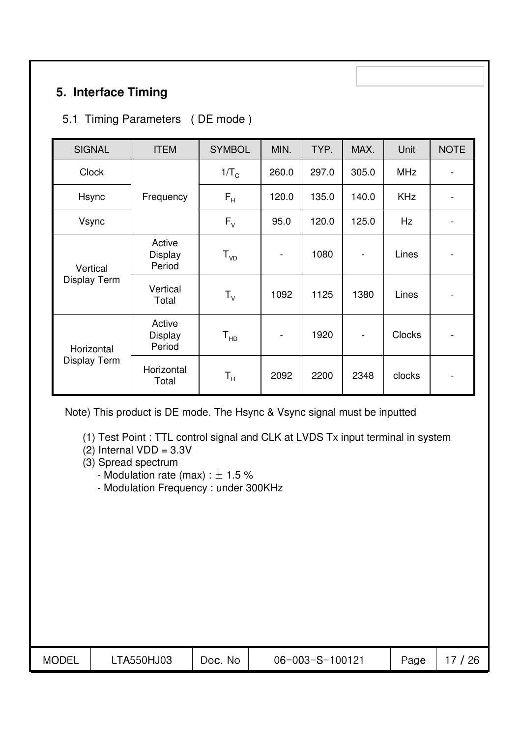# 5. Interface Timing

## 5.1 Timing Parameters ( DE mode )

| SIGNAL | ITEM | SYMBOL | MIN. | TYP. | MAX. | Unit | NOTE |
|---|---|---|---|---|---|---|---|
| Clock | Frequency | $1/T_C$ | 260.0 | 297.0 | 305.0 | MHz | - |
| Hsync | | $F_H$ | 120.0 | 135.0 | 140.0 | KHz | - |
| Vsync | | $F_V$ | 95.0 | 120.0 | 125.0 | Hz | - |
| Vertical Display Term | Active Display Period | $T_{VD}$ | - | 1080 | - | Lines | - |
| | Vertical Total | $T_V$ | 1092 | 1125 | 1380 | Lines | - |
| Horizontal Display Term | Active Display Period | $T_{HD}$ | - | 1920 | - | Clocks | - |
| | Horizontal Total | $T_H$ | 2092 | 2200 | 2348 | clocks | - |

Note) This product is DE mode. The Hsync & Vsync signal must be inputted

(1) Test Point : TTL control signal and CLK at LVDS Tx input terminal in system
(2) Internal VDD = 3.3V
(3) Spread spectrum
- Modulation rate (max) : ± 1.5 %
- Modulation Frequency : under 300KHz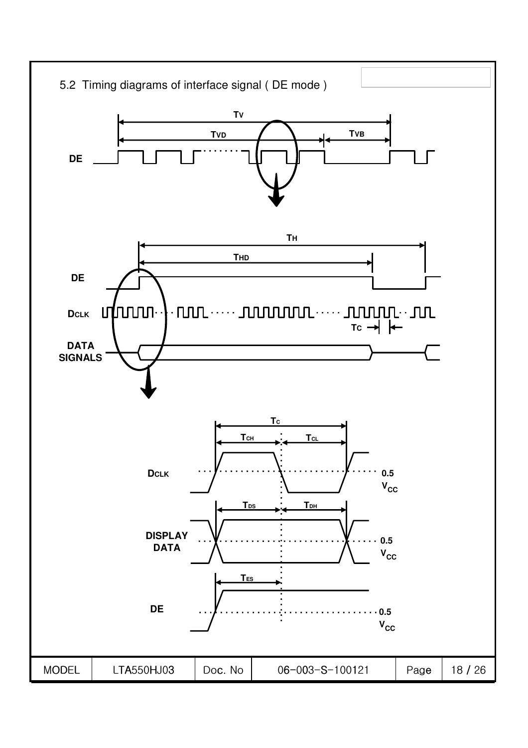5.2 Timing diagrams of interface signal ( DE mode )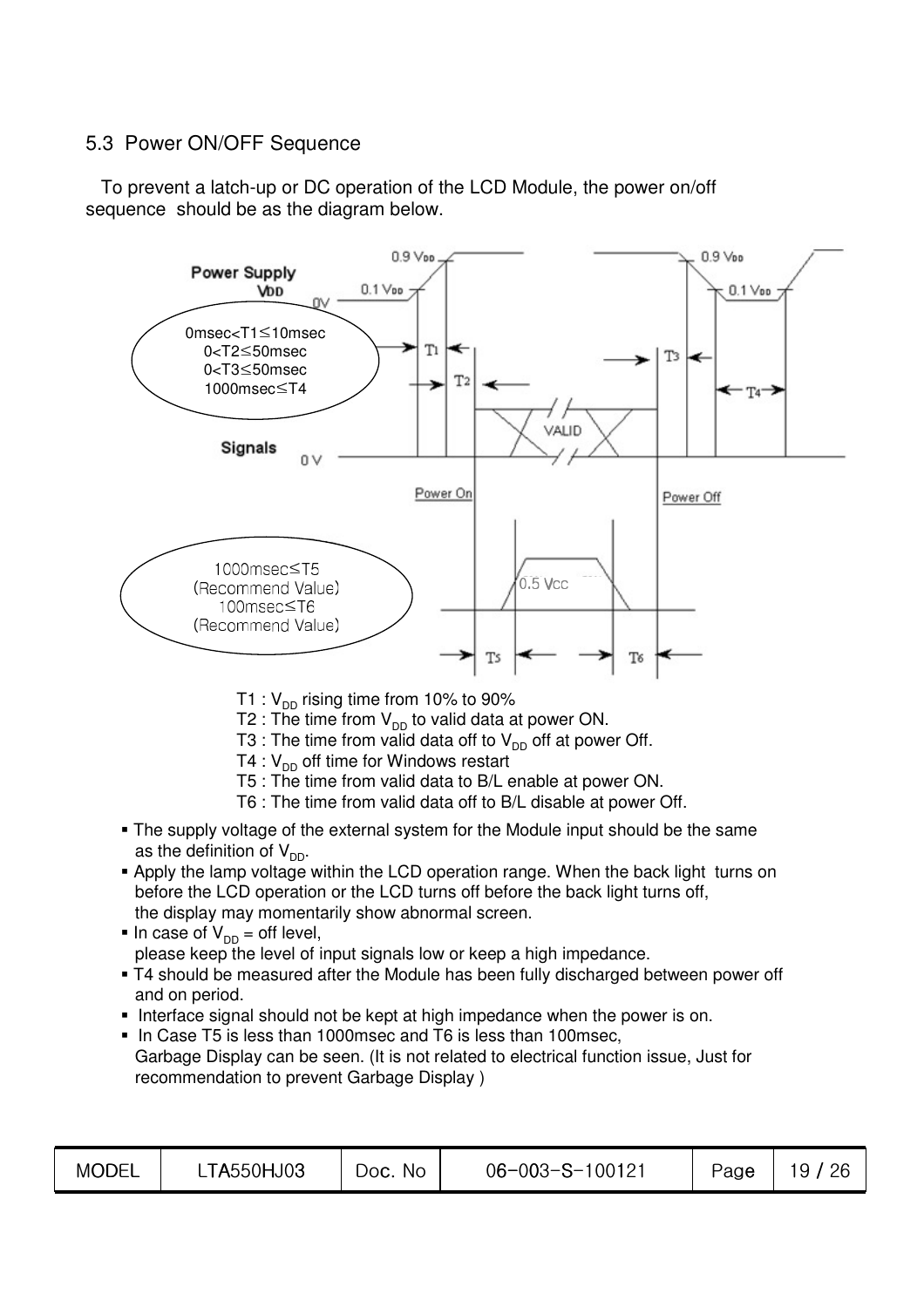### 5.3 Power ON/OFF Sequence

To prevent a latch-up or DC operation of the LCD Module, the power on/off sequence should be as the diagram below.

0msec<T1≤10msec
0<T2≤50msec
0<T3≤50msec
1000msec≤T4

1000msec≤T5
(Recommend Value)
100msec≤T6
(Recommend Value)

T1 : $V_{DD}$ rising time from 10% to 90%
T2 : The time from $V_{DD}$ to valid data at power ON.
T3 : The time from valid data off to $V_{DD}$ off at power Off.
T4 : $V_{DD}$ off time for Windows restart
T5 : The time from valid data to B/L enable at power ON.
T6 : The time from valid data off to B/L disable at power Off.

- The supply voltage of the external system for the Module input should be the same as the definition of $V_{DD}$.
- Apply the lamp voltage within the LCD operation range. When the back light turns on before the LCD operation or the LCD turns off before the back light turns off, the display may momentarily show abnormal screen.
- In case of $V_{DD}$ = off level, please keep the level of input signals low or keep a high impedance.
- T4 should be measured after the Module has been fully discharged between power off and on period.
- Interface signal should not be kept at high impedance when the power is on.
- In Case T5 is less than 1000msec and T6 is less than 100msec, Garbage Display can be seen. (It is not related to electrical function issue, Just for recommendation to prevent Garbage Display )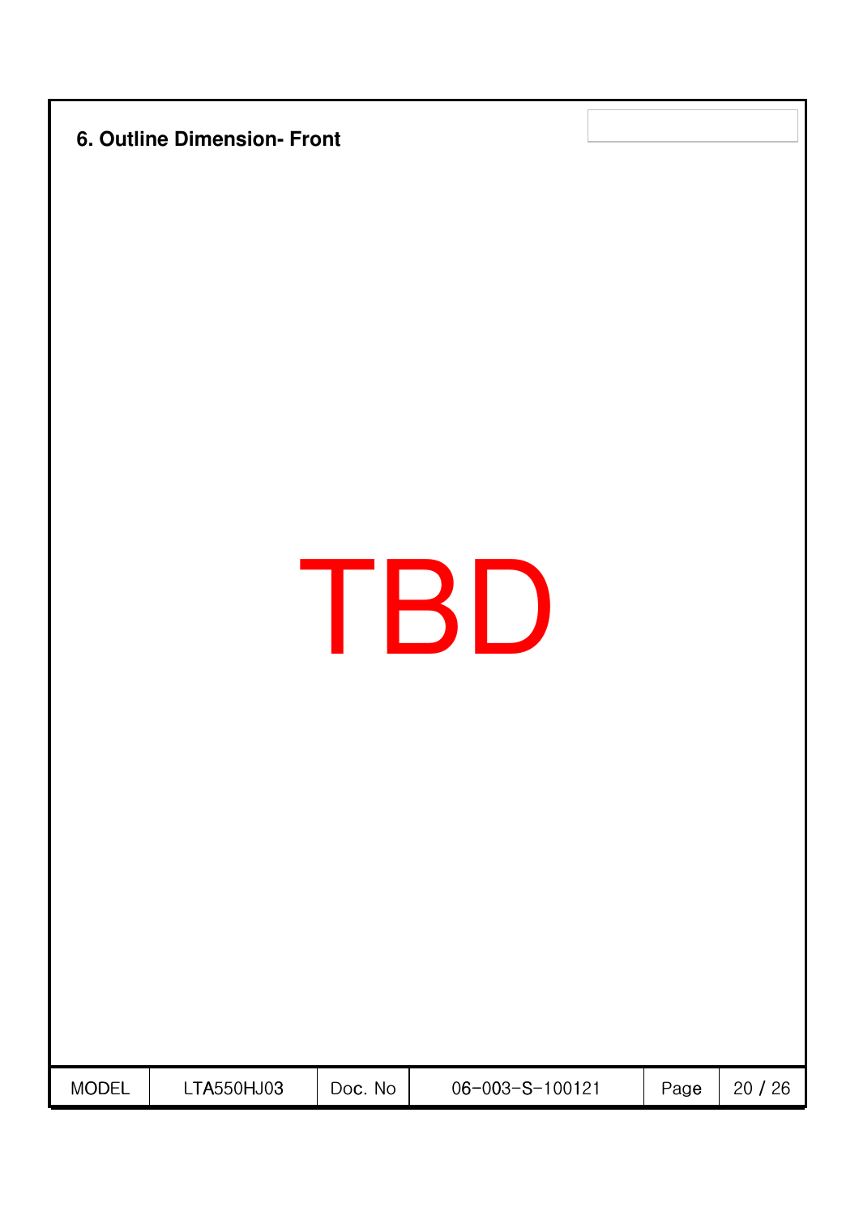## 6. Outline Dimension- Front

TBD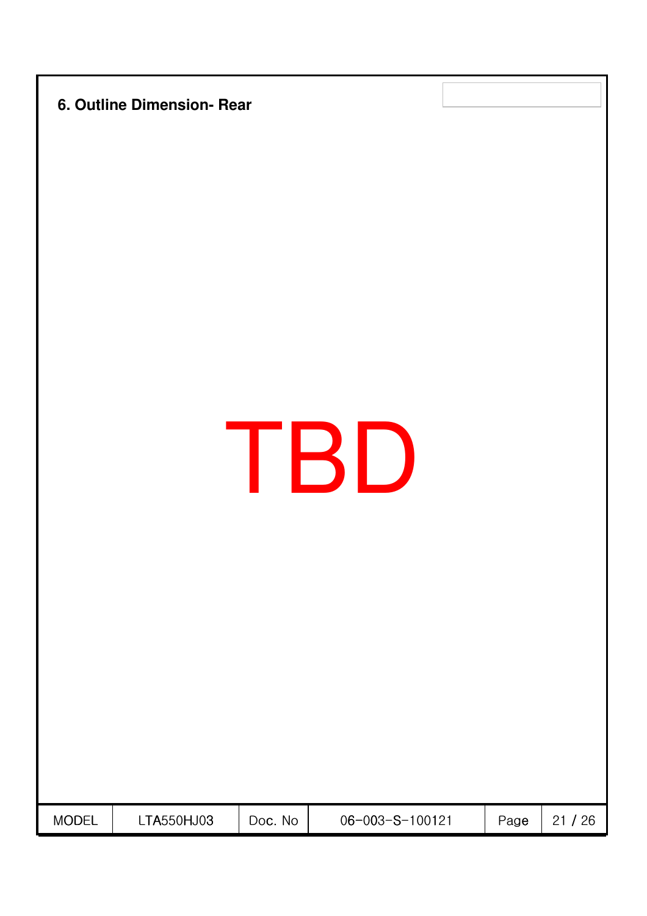## 6. Outline Dimension- Rear

TBD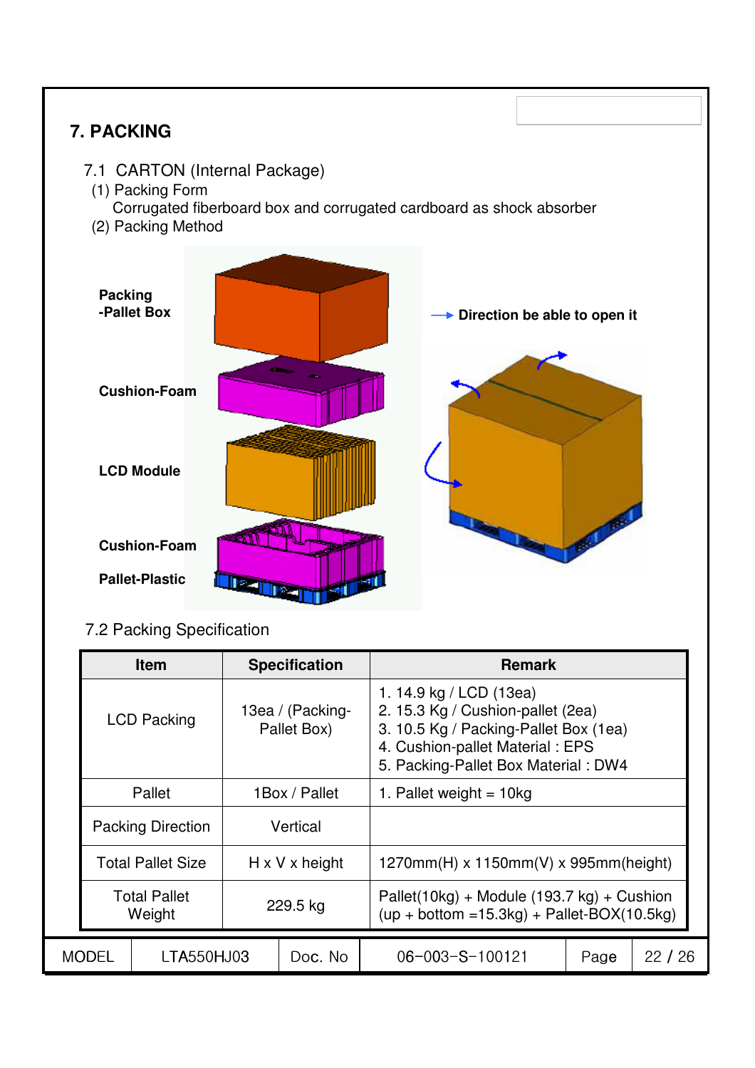# 7. PACKING

## 7.1 CARTON (Internal Package)

(1) Packing Form

Corrugated fiberboard box and corrugated cardboard as shock absorber

(2) Packing Method

Packing -Pallet Box

Cushion-Foam

LCD Module

Cushion-Foam

Pallet-Plastic

Direction be able to open it

## 7.2 Packing Specification

| Item | Specification | Remark |
|---|---|---|
| LCD Packing | 13ea / (Packing-Pallet Box) | 1. 14.9 kg / LCD (13ea)<br>2. 15.3 Kg / Cushion-pallet (2ea)<br>3. 10.5 Kg / Packing-Pallet Box (1ea)<br>4. Cushion-pallet Material : EPS<br>5. Packing-Pallet Box Material : DW4 |
| Pallet | 1Box / Pallet | 1. Pallet weight = 10kg |
| Packing Direction | Vertical | |
| Total Pallet Size | H x V x height | 1270mm(H) x 1150mm(V) x 995mm(height) |
| Total Pallet Weight | 229.5 kg | Pallet(10kg) + Module (193.7 kg) + Cushion (up + bottom =15.3kg) + Pallet-BOX(10.5kg) |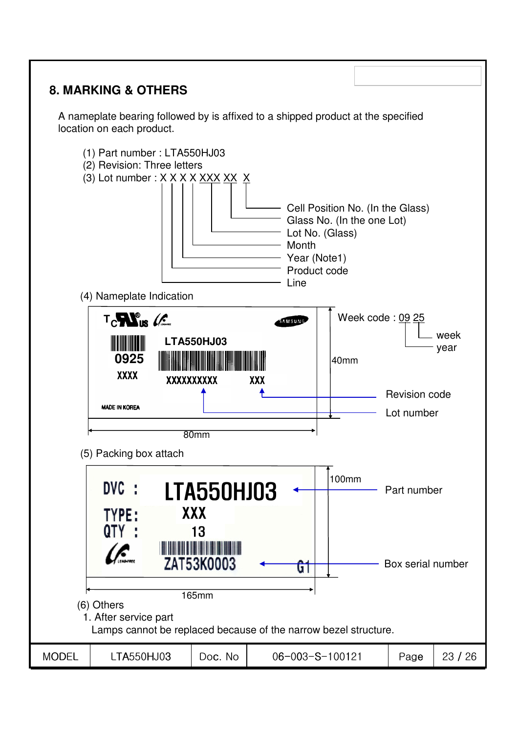## 8. MARKING & OTHERS

A nameplate bearing followed by is affixed to a shipped product at the specified location on each product.

(1) Part number : LTA550HJ03
(2) Revision: Three letters
(3) Lot number : X X X X XXX XX X

- X — Line
- X — Product code
- X — Year (Note1)
- X — Month
- XXX — Lot No. (Glass)
- XX — Glass No. (In the one Lot)
- X — Cell Position No. (In the Glass)

(4) Nameplate Indication

LTA550HJ03

0925

XXXX

XXXXXXXXXX XXX

MADE IN KOREA

Week code : 09 25 (09: year, 25: week)

XXXXXXXXXX: Lot number
XXX: Revision code

40mm × 80mm

(5) Packing box attach

DVC : LTA550HJ03 ← Part number

TYPE: XXX

QTY : 13

ZAT53K0003 ← Box serial number

G1

100mm × 165mm

(6) Others

1. After service part

Lamps cannot be replaced because of the narrow bezel structure.

| MODEL | LTA550HJ03 | Doc. No | 06-003-S-100121 | Page | 23 / 26 |
|---|---|---|---|---|---|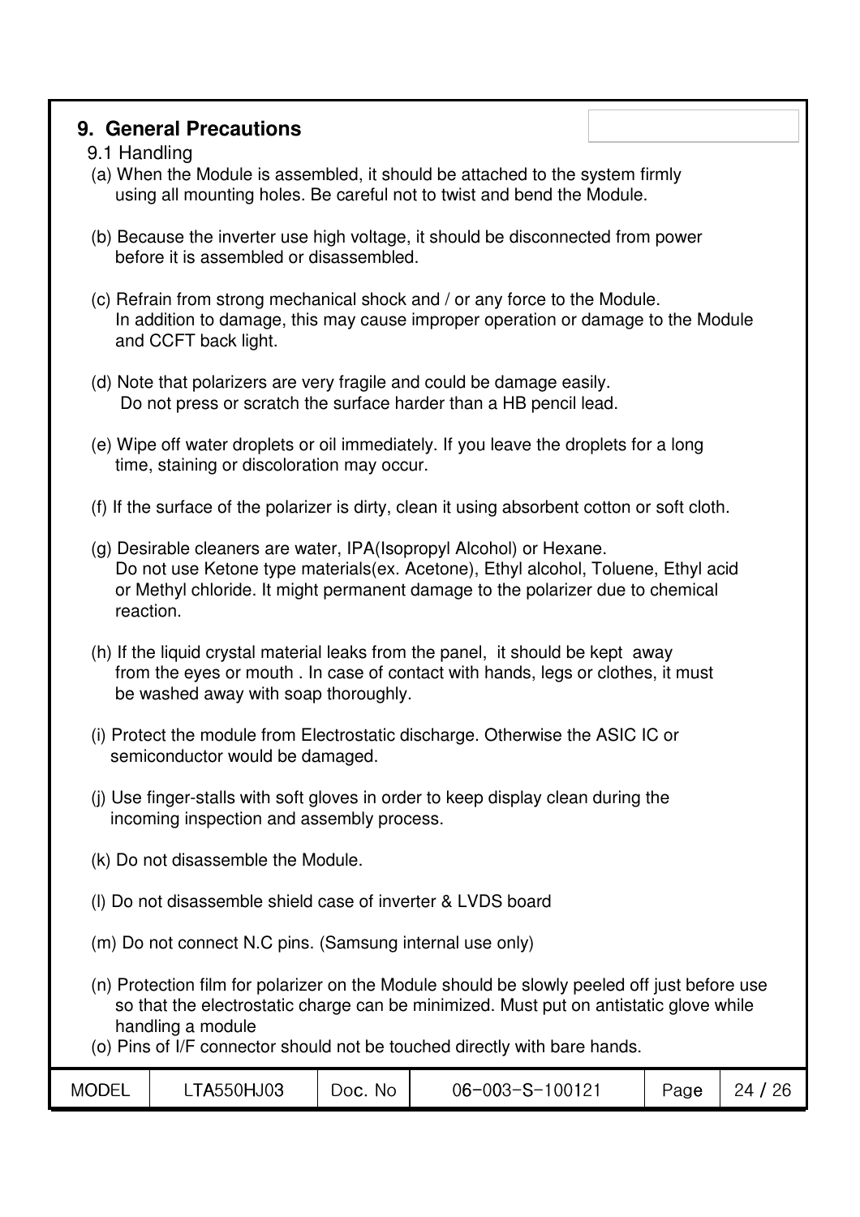## 9. General Precautions

### 9.1 Handling

(a) When the Module is assembled, it should be attached to the system firmly using all mounting holes. Be careful not to twist and bend the Module.

(b) Because the inverter use high voltage, it should be disconnected from power before it is assembled or disassembled.

(c) Refrain from strong mechanical shock and / or any force to the Module. In addition to damage, this may cause improper operation or damage to the Module and CCFT back light.

(d) Note that polarizers are very fragile and could be damage easily. Do not press or scratch the surface harder than a HB pencil lead.

(e) Wipe off water droplets or oil immediately. If you leave the droplets for a long time, staining or discoloration may occur.

(f) If the surface of the polarizer is dirty, clean it using absorbent cotton or soft cloth.

(g) Desirable cleaners are water, IPA(Isopropyl Alcohol) or Hexane. Do not use Ketone type materials(ex. Acetone), Ethyl alcohol, Toluene, Ethyl acid or Methyl chloride. It might permanent damage to the polarizer due to chemical reaction.

(h) If the liquid crystal material leaks from the panel, it should be kept away from the eyes or mouth . In case of contact with hands, legs or clothes, it must be washed away with soap thoroughly.

(i) Protect the module from Electrostatic discharge. Otherwise the ASIC IC or semiconductor would be damaged.

(j) Use finger-stalls with soft gloves in order to keep display clean during the incoming inspection and assembly process.

(k) Do not disassemble the Module.

(l) Do not disassemble shield case of inverter & LVDS board

(m) Do not connect N.C pins. (Samsung internal use only)

(n) Protection film for polarizer on the Module should be slowly peeled off just before use so that the electrostatic charge can be minimized. Must put on antistatic glove while handling a module

(o) Pins of I/F connector should not be touched directly with bare hands.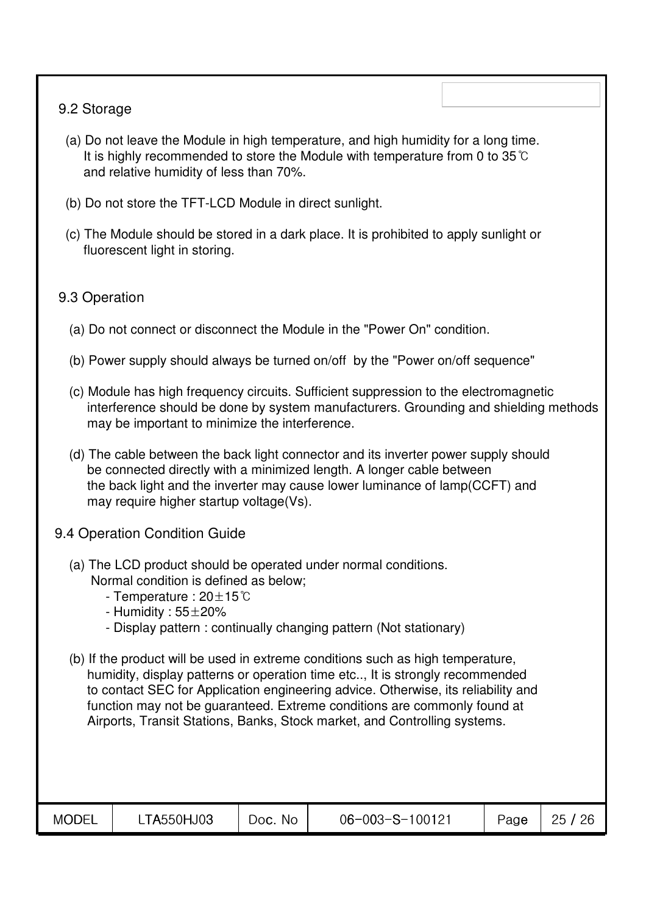## 9.2 Storage

(a) Do not leave the Module in high temperature, and high humidity for a long time. It is highly recommended to store the Module with temperature from 0 to 35℃ and relative humidity of less than 70%.

(b) Do not store the TFT-LCD Module in direct sunlight.

(c) The Module should be stored in a dark place. It is prohibited to apply sunlight or fluorescent light in storing.

## 9.3 Operation

(a) Do not connect or disconnect the Module in the "Power On" condition.

(b) Power supply should always be turned on/off by the "Power on/off sequence"

(c) Module has high frequency circuits. Sufficient suppression to the electromagnetic interference should be done by system manufacturers. Grounding and shielding methods may be important to minimize the interference.

(d) The cable between the back light connector and its inverter power supply should be connected directly with a minimized length. A longer cable between the back light and the inverter may cause lower luminance of lamp(CCFT) and may require higher startup voltage(Vs).

## 9.4 Operation Condition Guide

(a) The LCD product should be operated under normal conditions.
Normal condition is defined as below;
- Temperature : 20±15℃
- Humidity : 55±20%
- Display pattern : continually changing pattern (Not stationary)

(b) If the product will be used in extreme conditions such as high temperature, humidity, display patterns or operation time etc.., It is strongly recommended to contact SEC for Application engineering advice. Otherwise, its reliability and function may not be guaranteed. Extreme conditions are commonly found at Airports, Transit Stations, Banks, Stock market, and Controlling systems.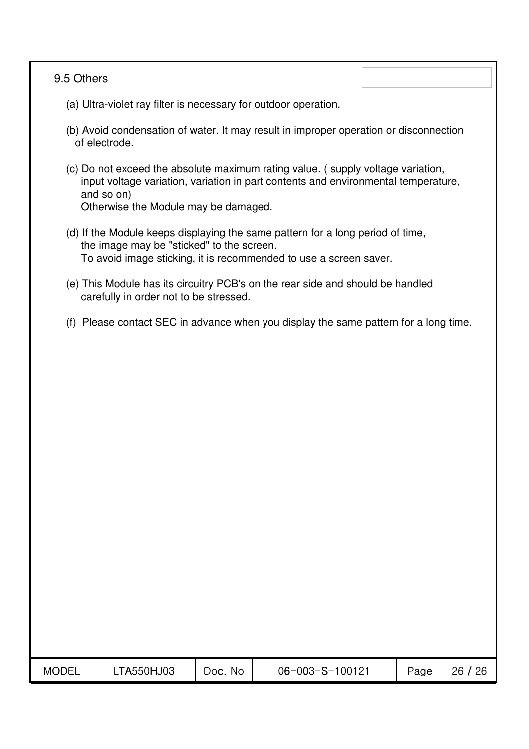## 9.5 Others

(a) Ultra-violet ray filter is necessary for outdoor operation.

(b) Avoid condensation of water. It may result in improper operation or disconnection of electrode.

(c) Do not exceed the absolute maximum rating value. ( supply voltage variation, input voltage variation, variation in part contents and environmental temperature, and so on)
Otherwise the Module may be damaged.

(d) If the Module keeps displaying the same pattern for a long period of time, the image may be "sticked" to the screen.
To avoid image sticking, it is recommended to use a screen saver.

(e) This Module has its circuitry PCB's on the rear side and should be handled carefully in order not to be stressed.

(f) Please contact SEC in advance when you display the same pattern for a long time.